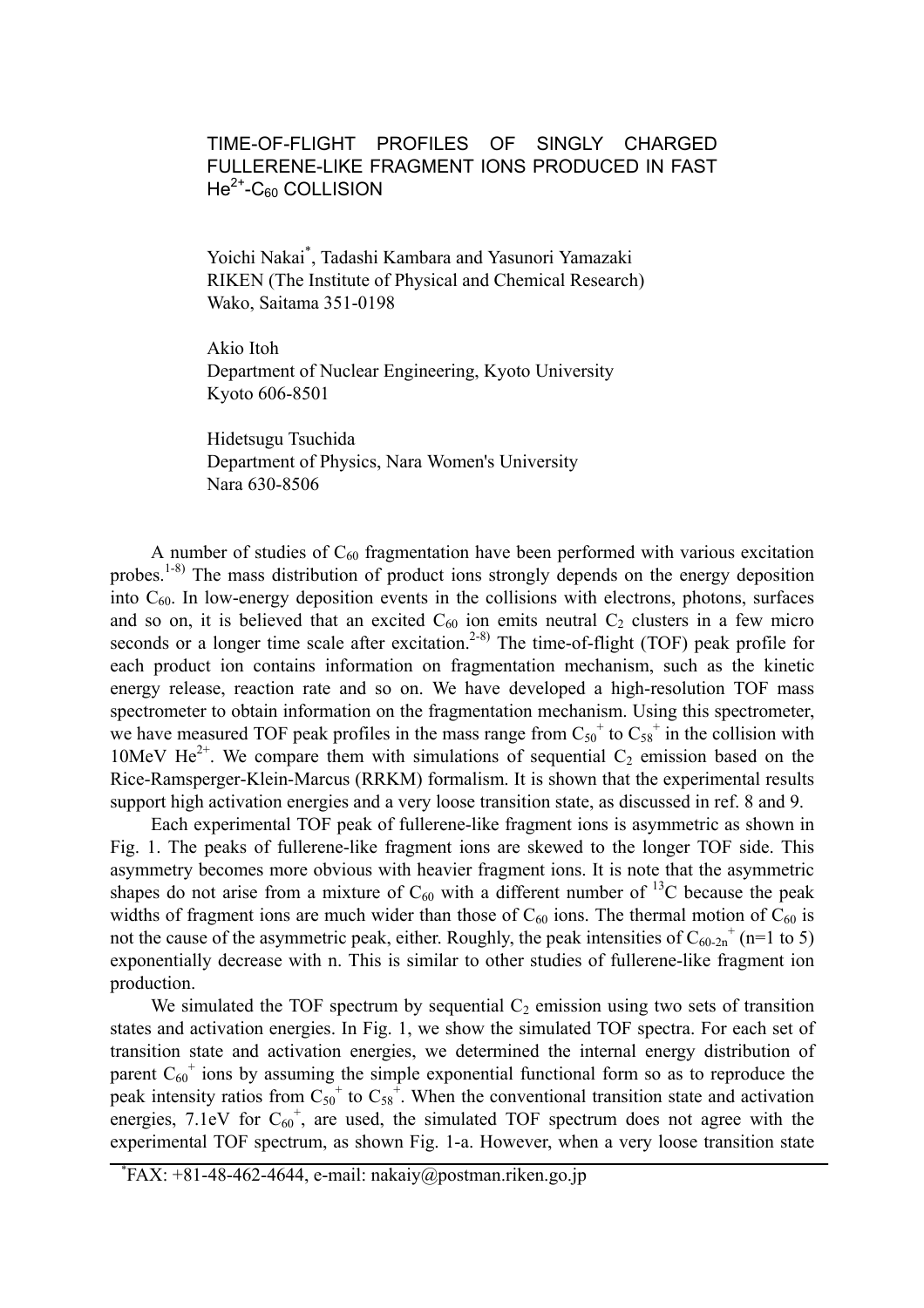# TIME-OF-FLIGHT PROFILES OF SINGLY CHARGED FULLERENE-LIKE FRAGMENT IONS PRODUCED IN FAST $He^{2+}$-$C_{60}$ COLLISION

Yoichi Nakai*, Tadashi Kambara and Yasunori Yamazaki
RIKEN (The Institute of Physical and Chemical Research)
Wako, Saitama 351-0198

Akio Itoh
Department of Nuclear Engineering, Kyoto University
Kyoto 606-8501

Hidetsugu Tsuchida
Department of Physics, Nara Women's University
Nara 630-8506

A number of studies of $C_{60}$ fragmentation have been performed with various excitation probes.[1-8] The mass distribution of product ions strongly depends on the energy deposition into $C_{60}$. In low-energy deposition events in the collisions with electrons, photons, surfaces and so on, it is believed that an excited $C_{60}$ ion emits neutral $C_2$ clusters in a few micro seconds or a longer time scale after excitation.[2-8] The time-of-flight (TOF) peak profile for each product ion contains information on fragmentation mechanism, such as the kinetic energy release, reaction rate and so on. We have developed a high-resolution TOF mass spectrometer to obtain information on the fragmentation mechanism. Using this spectrometer, we have measured TOF peak profiles in the mass range from $C_{50}^+$ to $C_{58}^+$ in the collision with 10MeV $He^{2+}$. We compare them with simulations of sequential $C_2$ emission based on the Rice-Ramsperger-Klein-Marcus (RRKM) formalism. It is shown that the experimental results support high activation energies and a very loose transition state, as discussed in ref. 8 and 9.

Each experimental TOF peak of fullerene-like fragment ions is asymmetric as shown in Fig. 1. The peaks of fullerene-like fragment ions are skewed to the longer TOF side. This asymmetry becomes more obvious with heavier fragment ions. It is note that the asymmetric shapes do not arise from a mixture of $C_{60}$ with a different number of $^{13}C$ because the peak widths of fragment ions are much wider than those of $C_{60}$ ions. The thermal motion of $C_{60}$ is not the cause of the asymmetric peak, either. Roughly, the peak intensities of $C_{60-2n}^+$ (n=1 to 5) exponentially decrease with n. This is similar to other studies of fullerene-like fragment ion production.

We simulated the TOF spectrum by sequential $C_2$ emission using two sets of transition states and activation energies. In Fig. 1, we show the simulated TOF spectra. For each set of transition state and activation energies, we determined the internal energy distribution of parent $C_{60}^+$ ions by assuming the simple exponential functional form so as to reproduce the peak intensity ratios from $C_{50}^+$ to $C_{58}^+$. When the conventional transition state and activation energies, 7.1eV for $C_{60}^+$, are used, the simulated TOF spectrum does not agree with the experimental TOF spectrum, as shown Fig. 1-a. However, when a very loose transition state

*FAX: +81-48-462-4644, e-mail: nakaiy@postman.riken.go.jp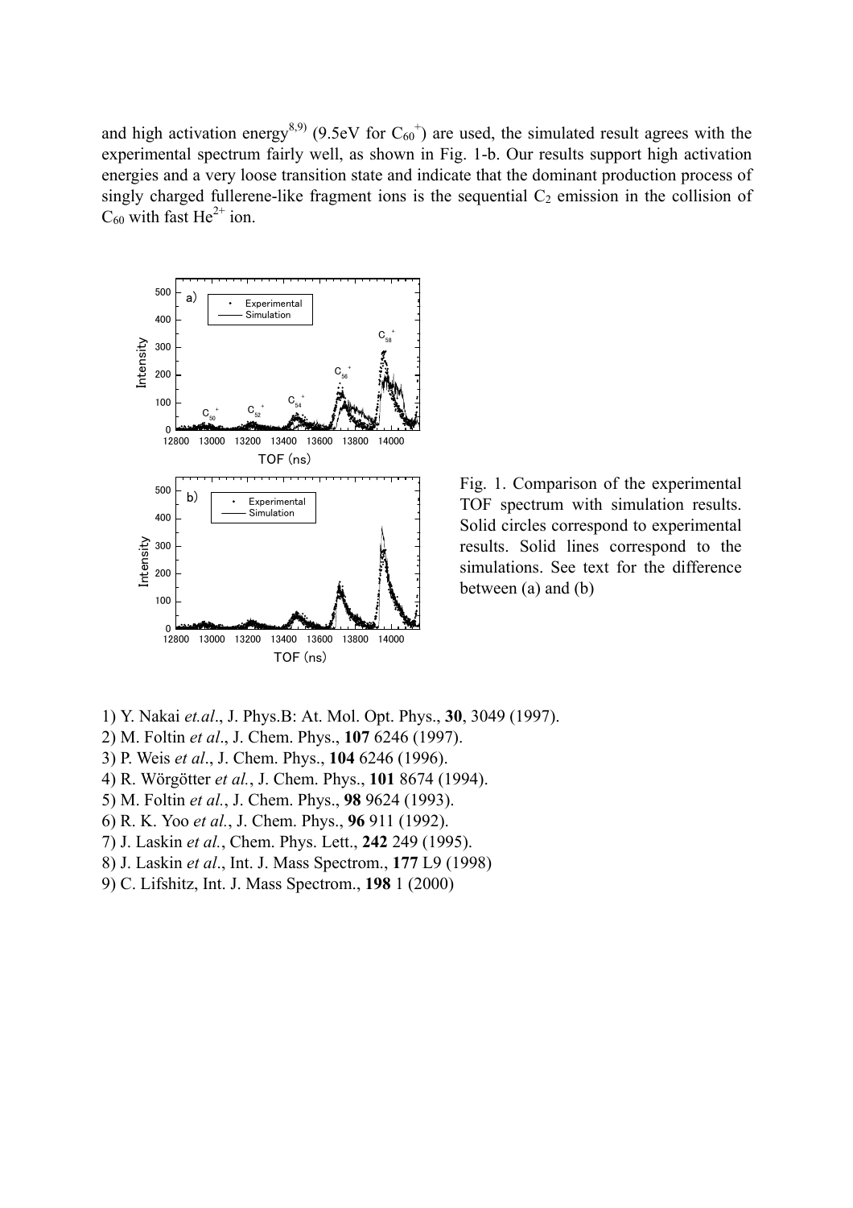and high activation energy[8,9] (9.5eV for $C_{60}^{+}$) are used, the simulated result agrees with the experimental spectrum fairly well, as shown in Fig. 1-b. Our results support high activation energies and a very loose transition state and indicate that the dominant production process of singly charged fullerene-like fragment ions is the sequential $C_2$ emission in the collision of $C_{60}$ with fast $He^{2+}$ ion.

a)
Experimental
Simulation
Intensity
0
100
200
300
400
500
$C_{50}^{+}$
$C_{52}^{+}$
$C_{54}^{+}$
$C_{56}^{+}$
$C_{58}^{+}$
12800 13000 13200 13400 13600 13800 14000
TOF (ns)

b)
Experimental
Simulation
Intensity
0
100
200
300
400
500
12800 13000 13200 13400 13600 13800 14000
TOF (ns)

Fig. 1. Comparison of the experimental TOF spectrum with simulation results. Solid circles correspond to experimental results. Solid lines correspond to the simulations. See text for the difference between (a) and (b)

1) Y. Nakai *et.al*., J. Phys.B: At. Mol. Opt. Phys., **30**, 3049 (1997).
2) M. Foltin *et al*., J. Chem. Phys., **107** 6246 (1997).
3) P. Weis *et al*., J. Chem. Phys., **104** 6246 (1996).
4) R. Wörgötter *et al.*, J. Chem. Phys., **101** 8674 (1994).
5) M. Foltin *et al.*, J. Chem. Phys., **98** 9624 (1993).
6) R. K. Yoo *et al.*, J. Chem. Phys., **96** 911 (1992).
7) J. Laskin *et al.*, Chem. Phys. Lett., **242** 249 (1995).
8) J. Laskin *et al*., Int. J. Mass Spectrom., **177** L9 (1998)
9) C. Lifshitz, Int. J. Mass Spectrom., **198** 1 (2000)